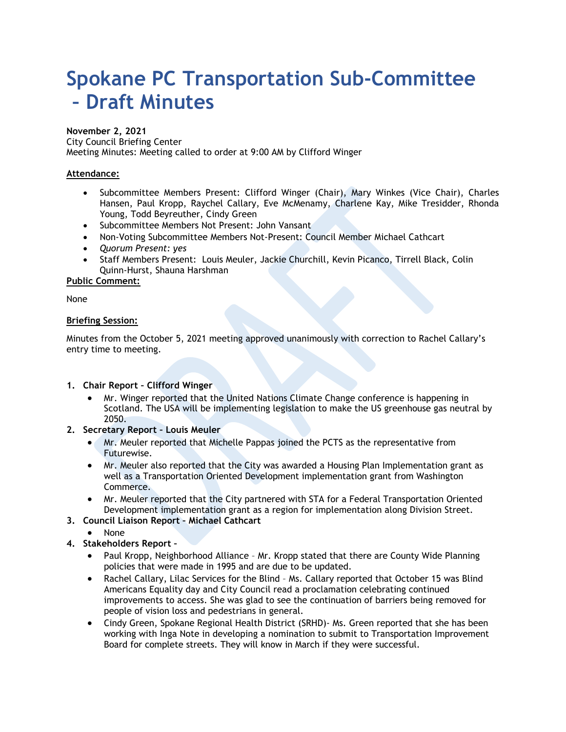# Spokane PC Transportation Sub-Committee – Draft Minutes

**November 2, 2021**
City Council Briefing Center
Meeting Minutes: Meeting called to order at 9:00 AM by Clifford Winger

**Attendance:**

- Subcommittee Members Present: Clifford Winger (Chair), Mary Winkes (Vice Chair), Charles Hansen, Paul Kropp, Raychel Callary, Eve McMenamy, Charlene Kay, Mike Tresidder, Rhonda Young, Todd Beyreuther, Cindy Green
- Subcommittee Members Not Present: John Vansant
- Non-Voting Subcommittee Members Not-Present: Council Member Michael Cathcart
- *Quorum Present: yes*
- Staff Members Present: Louis Meuler, Jackie Churchill, Kevin Picanco, Tirrell Black, Colin Quinn-Hurst, Shauna Harshman

**Public Comment:**

None

**Briefing Session:**

Minutes from the October 5, 2021 meeting approved unanimously with correction to Rachel Callary's entry time to meeting.

1. **Chair Report – Clifford Winger**
   - Mr. Winger reported that the United Nations Climate Change conference is happening in Scotland. The USA will be implementing legislation to make the US greenhouse gas neutral by 2050.
2. **Secretary Report – Louis Meuler**
   - Mr. Meuler reported that Michelle Pappas joined the PCTS as the representative from Futurewise.
   - Mr. Meuler also reported that the City was awarded a Housing Plan Implementation grant as well as a Transportation Oriented Development implementation grant from Washington Commerce.
   - Mr. Meuler reported that the City partnered with STA for a Federal Transportation Oriented Development implementation grant as a region for implementation along Division Street.
3. **Council Liaison Report – Michael Cathcart**
   - None
4. **Stakeholders Report –**
   - Paul Kropp, Neighborhood Alliance – Mr. Kropp stated that there are County Wide Planning policies that were made in 1995 and are due to be updated.
   - Rachel Callary, Lilac Services for the Blind – Ms. Callary reported that October 15 was Blind Americans Equality day and City Council read a proclamation celebrating continued improvements to access. She was glad to see the continuation of barriers being removed for people of vision loss and pedestrians in general.
   - Cindy Green, Spokane Regional Health District (SRHD)- Ms. Green reported that she has been working with Inga Note in developing a nomination to submit to Transportation Improvement Board for complete streets. They will know in March if they were successful.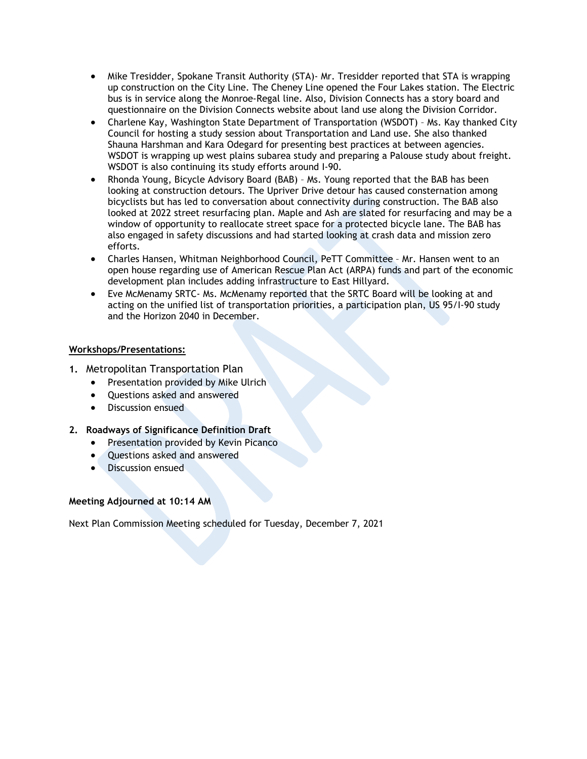- Mike Tresidder, Spokane Transit Authority (STA)- Mr. Tresidder reported that STA is wrapping up construction on the City Line. The Cheney Line opened the Four Lakes station. The Electric bus is in service along the Monroe-Regal line. Also, Division Connects has a story board and questionnaire on the Division Connects website about land use along the Division Corridor.
- Charlene Kay, Washington State Department of Transportation (WSDOT) – Ms. Kay thanked City Council for hosting a study session about Transportation and Land use. She also thanked Shauna Harshman and Kara Odegard for presenting best practices at between agencies. WSDOT is wrapping up west plains subarea study and preparing a Palouse study about freight. WSDOT is also continuing its study efforts around I-90.
- Rhonda Young, Bicycle Advisory Board (BAB) – Ms. Young reported that the BAB has been looking at construction detours. The Upriver Drive detour has caused consternation among bicyclists but has led to conversation about connectivity during construction. The BAB also looked at 2022 street resurfacing plan. Maple and Ash are slated for resurfacing and may be a window of opportunity to reallocate street space for a protected bicycle lane. The BAB has also engaged in safety discussions and had started looking at crash data and mission zero efforts.
- Charles Hansen, Whitman Neighborhood Council, PeTT Committee – Mr. Hansen went to an open house regarding use of American Rescue Plan Act (ARPA) funds and part of the economic development plan includes adding infrastructure to East Hillyard.
- Eve McMenamy SRTC- Ms. McMenamy reported that the SRTC Board will be looking at and acting on the unified list of transportation priorities, a participation plan, US 95/I-90 study and the Horizon 2040 in December.

**Workshops/Presentations:**

1. Metropolitan Transportation Plan
   - Presentation provided by Mike Ulrich
   - Questions asked and answered
   - Discussion ensued

2. **Roadways of Significance Definition Draft**
   - Presentation provided by Kevin Picanco
   - Questions asked and answered
   - Discussion ensued

**Meeting Adjourned at 10:14 AM**

Next Plan Commission Meeting scheduled for Tuesday, December 7, 2021